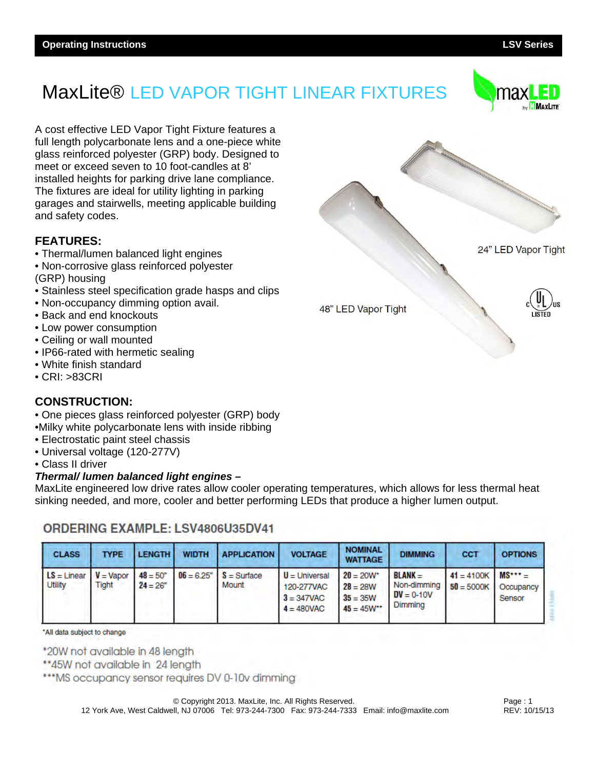# MaxLite® LED VAPOR TIGHT LINEAR FIXTURES

A cost effective LED Vapor Tight Fixture features a full length polycarbonate lens and a one-piece white glass reinforced polyester (GRP) body. Designed to meet or exceed seven to 10 foot-candles at 8' installed heights for parking drive lane compliance. The fixtures are ideal for utility lighting in parking garages and stairwells, meeting applicable building and safety codes.

24" LED Vapor Tight

48" LED Vapor Tight

## FEATURES:

- Thermal/lumen balanced light engines
- Non-corrosive glass reinforced polyester (GRP) housing
- Stainless steel specification grade hasps and clips
- Non-occupancy dimming option avail.
- Back and end knockouts
- Low power consumption
- Ceiling or wall mounted
- IP66-rated with hermetic sealing
- White finish standard
- CRI: >83CRI

## CONSTRUCTION:

- One pieces glass reinforced polyester (GRP) body
- Milky white polycarbonate lens with inside ribbing
- Electrostatic paint steel chassis
- Universal voltage (120-277V)
- Class II driver

***Thermal/ lumen balanced light engines –***
MaxLite engineered low drive rates allow cooler operating temperatures, which allows for less thermal heat sinking needed, and more, cooler and better performing LEDs that produce a higher lumen output.

## ORDERING EXAMPLE: LSV4806U35DV41

| CLASS | TYPE | LENGTH | WIDTH | APPLICATION | VOLTAGE | NOMINAL WATTAGE | DIMMING | CCT | OPTIONS |
|---|---|---|---|---|---|---|---|---|---|
| **LS** = Linear Utility | **V** = Vapor Tight | **48** = 50"<br>**24** = 26" | **06** = 6.25" | **S** = Surface Mount | **U** = Universal 120-277VAC<br>**3** = 347VAC<br>**4** = 480VAC | **20** = 20W*<br>**28** = 28W<br>**35** = 35W<br>**45** = 45W** | **BLANK** = Non-dimming<br>**DV** = 0-10V Dimming | **41** = 4100K<br>**50** = 5000K | **MS***** = Occupancy Sensor |

*All data subject to change

*20W not available in 48 length
**45W not available in 24 length
***MS occupancy sensor requires DV 0-10v dimming

© Copyright 2013. MaxLite, Inc. All Rights Reserved.
12 York Ave, West Caldwell, NJ 07006 Tel: 973-244-7300 Fax: 973-244-7333 Email: info@maxlite.com

REV: 10/15/13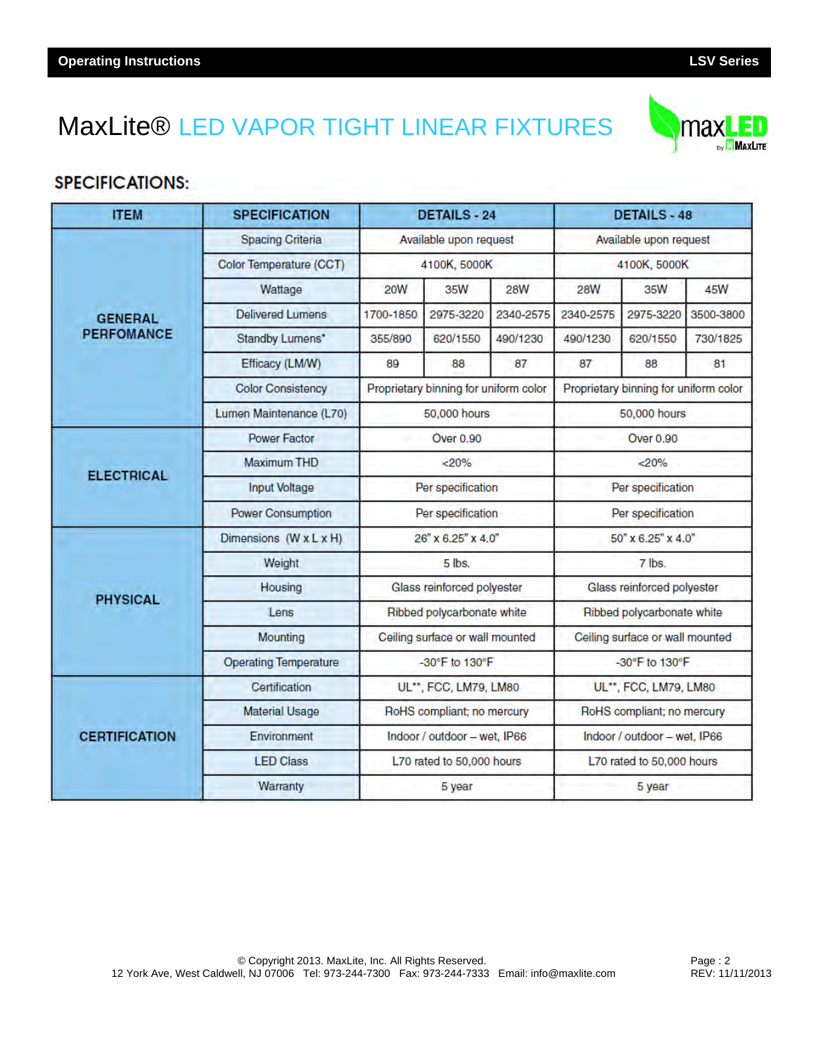# MaxLite® LED VAPOR TIGHT LINEAR FIXTURES

## SPECIFICATIONS:

| ITEM | SPECIFICATION | DETAILS - 24 | | | DETAILS - 48 | | |
|---|---|---|---|---|---|---|---|
| GENERAL PERFOMANCE | Spacing Criteria | Available upon request | | | Available upon request | | |
| | Color Temperature (CCT) | 4100K, 5000K | | | 4100K, 5000K | | |
| | Wattage | 20W | 35W | 28W | 28W | 35W | 45W |
| | Delivered Lumens | 1700-1850 | 2975-3220 | 2340-2575 | 2340-2575 | 2975-3220 | 3500-3800 |
| | Standby Lumens* | 355/890 | 620/1550 | 490/1230 | 490/1230 | 620/1550 | 730/1825 |
| | Efficacy (LM/W) | 89 | 88 | 87 | 87 | 88 | 81 |
| | Color Consistency | Proprietary binning for uniform color | | | Proprietary binning for uniform color | | |
| | Lumen Maintenance (L70) | 50,000 hours | | | 50,000 hours | | |
| ELECTRICAL | Power Factor | Over 0.90 | | | Over 0.90 | | |
| | Maximum THD | <20% | | | <20% | | |
| | Input Voltage | Per specification | | | Per specification | | |
| | Power Consumption | Per specification | | | Per specification | | |
| PHYSICAL | Dimensions (W x L x H) | 26" x 6.25" x 4.0" | | | 50" x 6.25" x 4.0" | | |
| | Weight | 5 lbs. | | | 7 lbs. | | |
| | Housing | Glass reinforced polyester | | | Glass reinforced polyester | | |
| | Lens | Ribbed polycarbonate white | | | Ribbed polycarbonate white | | |
| | Mounting | Ceiling surface or wall mounted | | | Ceiling surface or wall mounted | | |
| | Operating Temperature | -30°F to 130°F | | | -30°F to 130°F | | |
| CERTIFICATION | Certification | UL**, FCC, LM79, LM80 | | | UL**, FCC, LM79, LM80 | | |
| | Material Usage | RoHS compliant; no mercury | | | RoHS compliant; no mercury | | |
| | Environment | Indoor / outdoor – wet, IP66 | | | Indoor / outdoor – wet, IP66 | | |
| | LED Class | L70 rated to 50,000 hours | | | L70 rated to 50,000 hours | | |
| | Warranty | 5 year | | | 5 year | | |

© Copyright 2013. MaxLite, Inc. All Rights Reserved.
12 York Ave, West Caldwell, NJ 07006 Tel: 973-244-7300 Fax: 973-244-7333 Email: info@maxlite.com

REV: 11/11/2013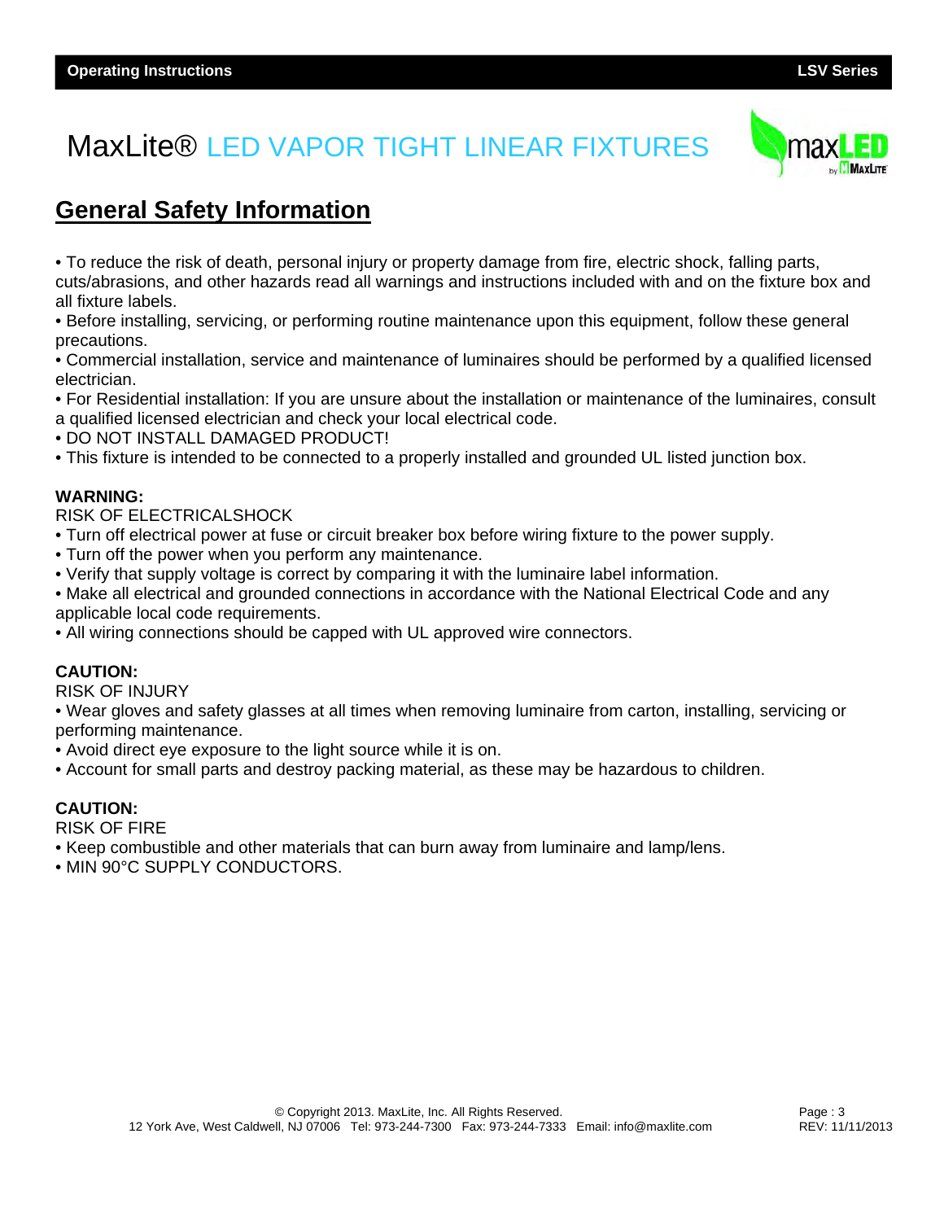# MaxLite® LED VAPOR TIGHT LINEAR FIXTURES

## General Safety Information

- To reduce the risk of death, personal injury or property damage from fire, electric shock, falling parts, cuts/abrasions, and other hazards read all warnings and instructions included with and on the fixture box and all fixture labels.
- Before installing, servicing, or performing routine maintenance upon this equipment, follow these general precautions.
- Commercial installation, service and maintenance of luminaires should be performed by a qualified licensed electrician.
- For Residential installation: If you are unsure about the installation or maintenance of the luminaires, consult a qualified licensed electrician and check your local electrical code.
- DO NOT INSTALL DAMAGED PRODUCT!
- This fixture is intended to be connected to a properly installed and grounded UL listed junction box.

**WARNING:**
RISK OF ELECTRICALSHOCK

- Turn off electrical power at fuse or circuit breaker box before wiring fixture to the power supply.
- Turn off the power when you perform any maintenance.
- Verify that supply voltage is correct by comparing it with the luminaire label information.
- Make all electrical and grounded connections in accordance with the National Electrical Code and any applicable local code requirements.
- All wiring connections should be capped with UL approved wire connectors.

**CAUTION:**
RISK OF INJURY

- Wear gloves and safety glasses at all times when removing luminaire from carton, installing, servicing or performing maintenance.
- Avoid direct eye exposure to the light source while it is on.
- Account for small parts and destroy packing material, as these may be hazardous to children.

**CAUTION:**
RISK OF FIRE

- Keep combustible and other materials that can burn away from luminaire and lamp/lens.
- MIN 90°C SUPPLY CONDUCTORS.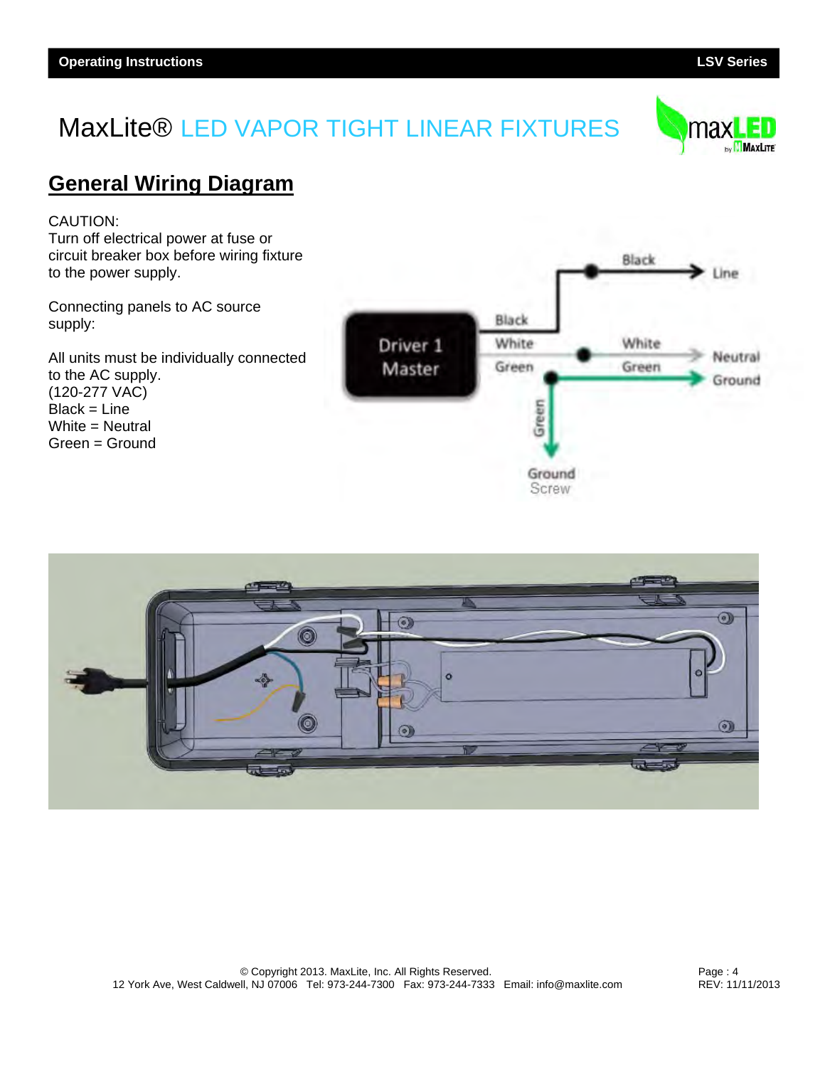# MaxLite® LED VAPOR TIGHT LINEAR FIXTURES

## General Wiring Diagram

CAUTION:
Turn off electrical power at fuse or circuit breaker box before wiring fixture to the power supply.

Connecting panels to AC source supply:

All units must be individually connected to the AC supply.
(120-277 VAC)
Black = Line
White = Neutral
Green = Ground

© Copyright 2013. MaxLite, Inc. All Rights Reserved.
12 York Ave, West Caldwell, NJ 07006 Tel: 973-244-7300 Fax: 973-244-7333 Email: info@maxlite.com

REV: 11/11/2013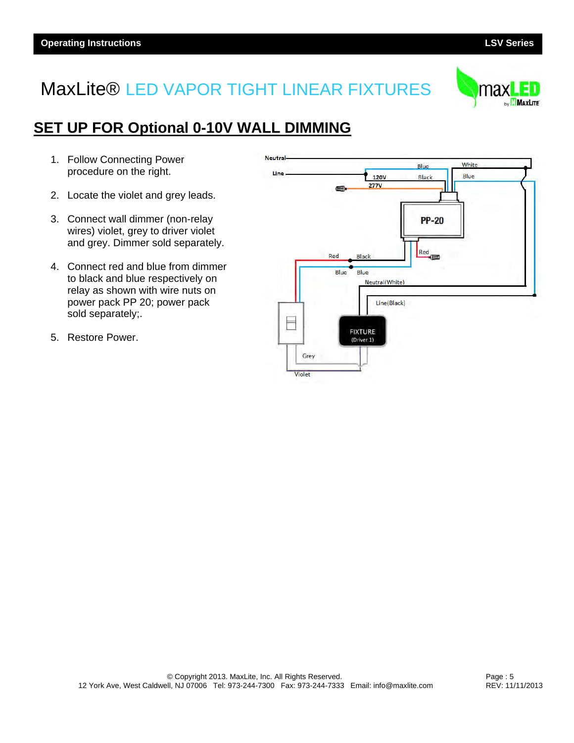MaxLite® LED VAPOR TIGHT LINEAR FIXTURES

## SET UP FOR Optional 0-10V WALL DIMMING

1. Follow Connecting Power procedure on the right.
2. Locate the violet and grey leads.
3. Connect wall dimmer (non-relay wires) violet, grey to driver violet and grey. Dimmer sold separately.
4. Connect red and blue from dimmer to black and blue respectively on relay as shown with wire nuts on power pack PP 20; power pack sold separately;.
5. Restore Power.

© Copyright 2013. MaxLite, Inc. All Rights Reserved.
12 York Ave, West Caldwell, NJ 07006 Tel: 973-244-7300 Fax: 973-244-7333 Email: info@maxlite.com

REV: 11/11/2013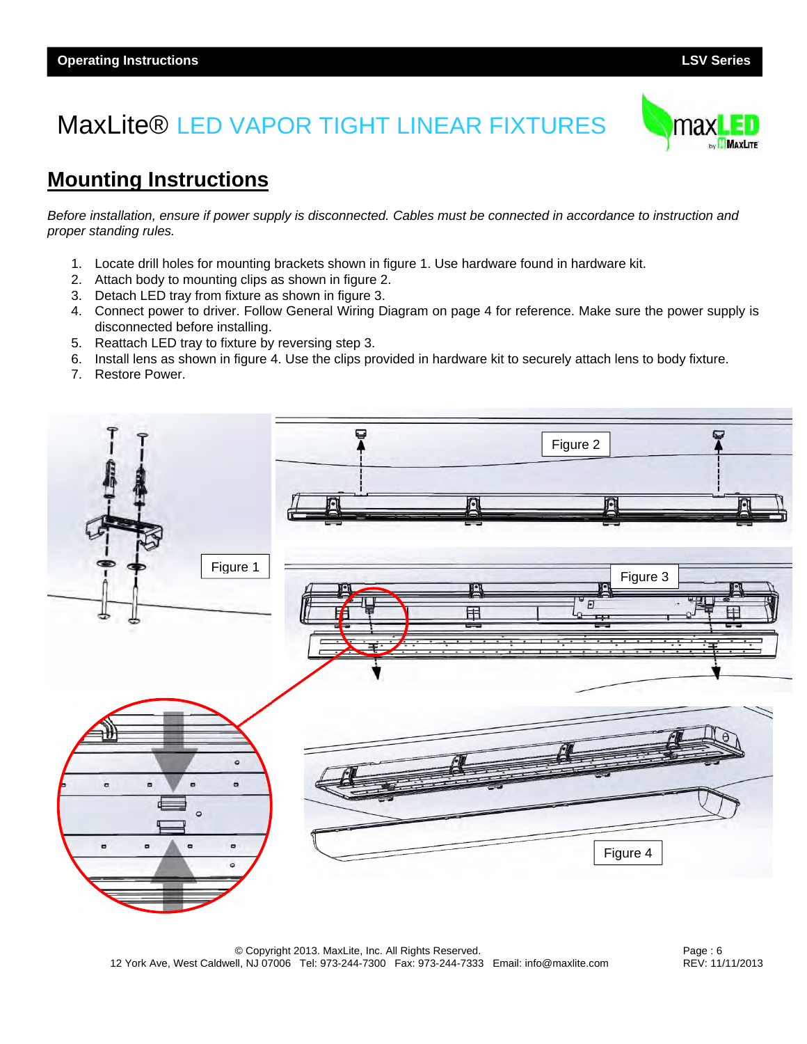# MaxLite® LED VAPOR TIGHT LINEAR FIXTURES

## Mounting Instructions

*Before installation, ensure if power supply is disconnected. Cables must be connected in accordance to instruction and proper standing rules.*

1. Locate drill holes for mounting brackets shown in figure 1. Use hardware found in hardware kit.
2. Attach body to mounting clips as shown in figure 2.
3. Detach LED tray from fixture as shown in figure 3.
4. Connect power to driver. Follow General Wiring Diagram on page 4 for reference. Make sure the power supply is disconnected before installing.
5. Reattach LED tray to fixture by reversing step 3.
6. Install lens as shown in figure 4. Use the clips provided in hardware kit to securely attach lens to body fixture.
7. Restore Power.

Figure 1

Figure 2

Figure 3

Figure 4

© Copyright 2013. MaxLite, Inc. All Rights Reserved.
12 York Ave, West Caldwell, NJ 07006 Tel: 973-244-7300 Fax: 973-244-7333 Email: info@maxlite.com

REV: 11/11/2013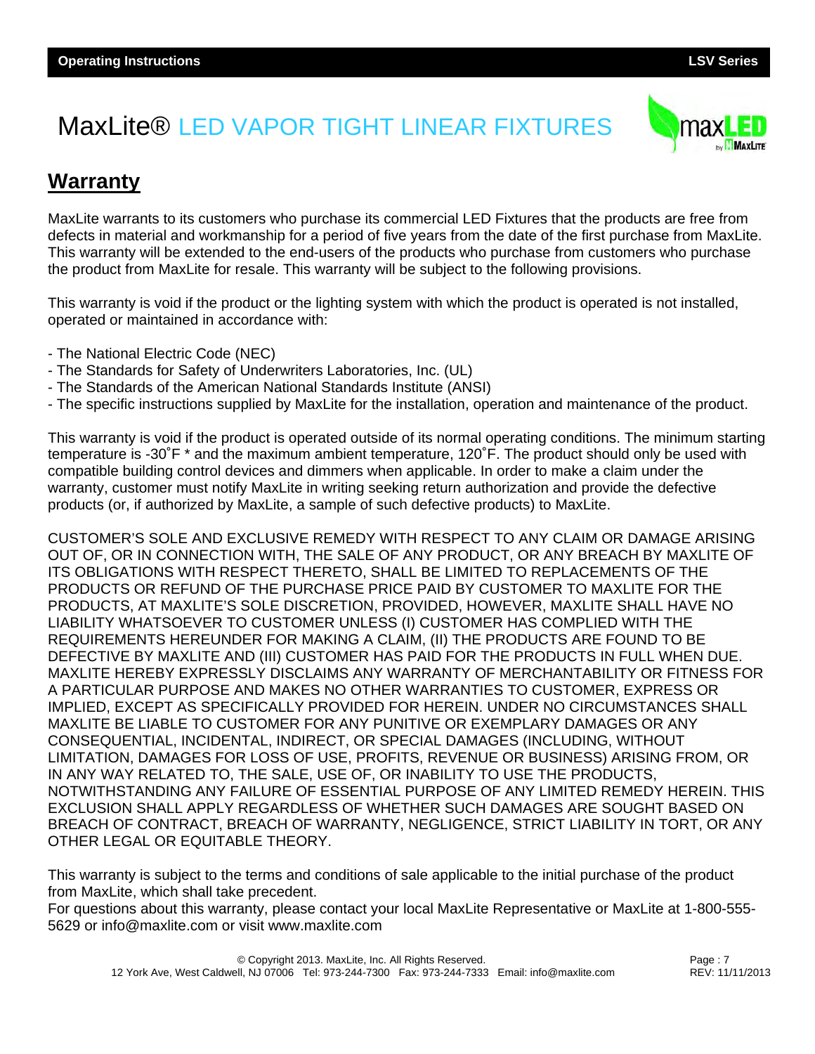# MaxLite® LED VAPOR TIGHT LINEAR FIXTURES

## Warranty

MaxLite warrants to its customers who purchase its commercial LED Fixtures that the products are free from defects in material and workmanship for a period of five years from the date of the first purchase from MaxLite. This warranty will be extended to the end-users of the products who purchase from customers who purchase the product from MaxLite for resale. This warranty will be subject to the following provisions.

This warranty is void if the product or the lighting system with which the product is operated is not installed, operated or maintained in accordance with:

- The National Electric Code (NEC)
- The Standards for Safety of Underwriters Laboratories, Inc. (UL)
- The Standards of the American National Standards Institute (ANSI)
- The specific instructions supplied by MaxLite for the installation, operation and maintenance of the product.

This warranty is void if the product is operated outside of its normal operating conditions. The minimum starting temperature is -30˚F * and the maximum ambient temperature, 120˚F. The product should only be used with compatible building control devices and dimmers when applicable. In order to make a claim under the warranty, customer must notify MaxLite in writing seeking return authorization and provide the defective products (or, if authorized by MaxLite, a sample of such defective products) to MaxLite.

CUSTOMER'S SOLE AND EXCLUSIVE REMEDY WITH RESPECT TO ANY CLAIM OR DAMAGE ARISING OUT OF, OR IN CONNECTION WITH, THE SALE OF ANY PRODUCT, OR ANY BREACH BY MAXLITE OF ITS OBLIGATIONS WITH RESPECT THERETO, SHALL BE LIMITED TO REPLACEMENTS OF THE PRODUCTS OR REFUND OF THE PURCHASE PRICE PAID BY CUSTOMER TO MAXLITE FOR THE PRODUCTS, AT MAXLITE'S SOLE DISCRETION, PROVIDED, HOWEVER, MAXLITE SHALL HAVE NO LIABILITY WHATSOEVER TO CUSTOMER UNLESS (I) CUSTOMER HAS COMPLIED WITH THE REQUIREMENTS HEREUNDER FOR MAKING A CLAIM, (II) THE PRODUCTS ARE FOUND TO BE DEFECTIVE BY MAXLITE AND (III) CUSTOMER HAS PAID FOR THE PRODUCTS IN FULL WHEN DUE. MAXLITE HEREBY EXPRESSLY DISCLAIMS ANY WARRANTY OF MERCHANTABILITY OR FITNESS FOR A PARTICULAR PURPOSE AND MAKES NO OTHER WARRANTIES TO CUSTOMER, EXPRESS OR IMPLIED, EXCEPT AS SPECIFICALLY PROVIDED FOR HEREIN. UNDER NO CIRCUMSTANCES SHALL MAXLITE BE LIABLE TO CUSTOMER FOR ANY PUNITIVE OR EXEMPLARY DAMAGES OR ANY CONSEQUENTIAL, INCIDENTAL, INDIRECT, OR SPECIAL DAMAGES (INCLUDING, WITHOUT LIMITATION, DAMAGES FOR LOSS OF USE, PROFITS, REVENUE OR BUSINESS) ARISING FROM, OR IN ANY WAY RELATED TO, THE SALE, USE OF, OR INABILITY TO USE THE PRODUCTS, NOTWITHSTANDING ANY FAILURE OF ESSENTIAL PURPOSE OF ANY LIMITED REMEDY HEREIN. THIS EXCLUSION SHALL APPLY REGARDLESS OF WHETHER SUCH DAMAGES ARE SOUGHT BASED ON BREACH OF CONTRACT, BREACH OF WARRANTY, NEGLIGENCE, STRICT LIABILITY IN TORT, OR ANY OTHER LEGAL OR EQUITABLE THEORY.

This warranty is subject to the terms and conditions of sale applicable to the initial purchase of the product from MaxLite, which shall take precedent.
For questions about this warranty, please contact your local MaxLite Representative or MaxLite at 1-800-555-5629 or info@maxlite.com or visit www.maxlite.com